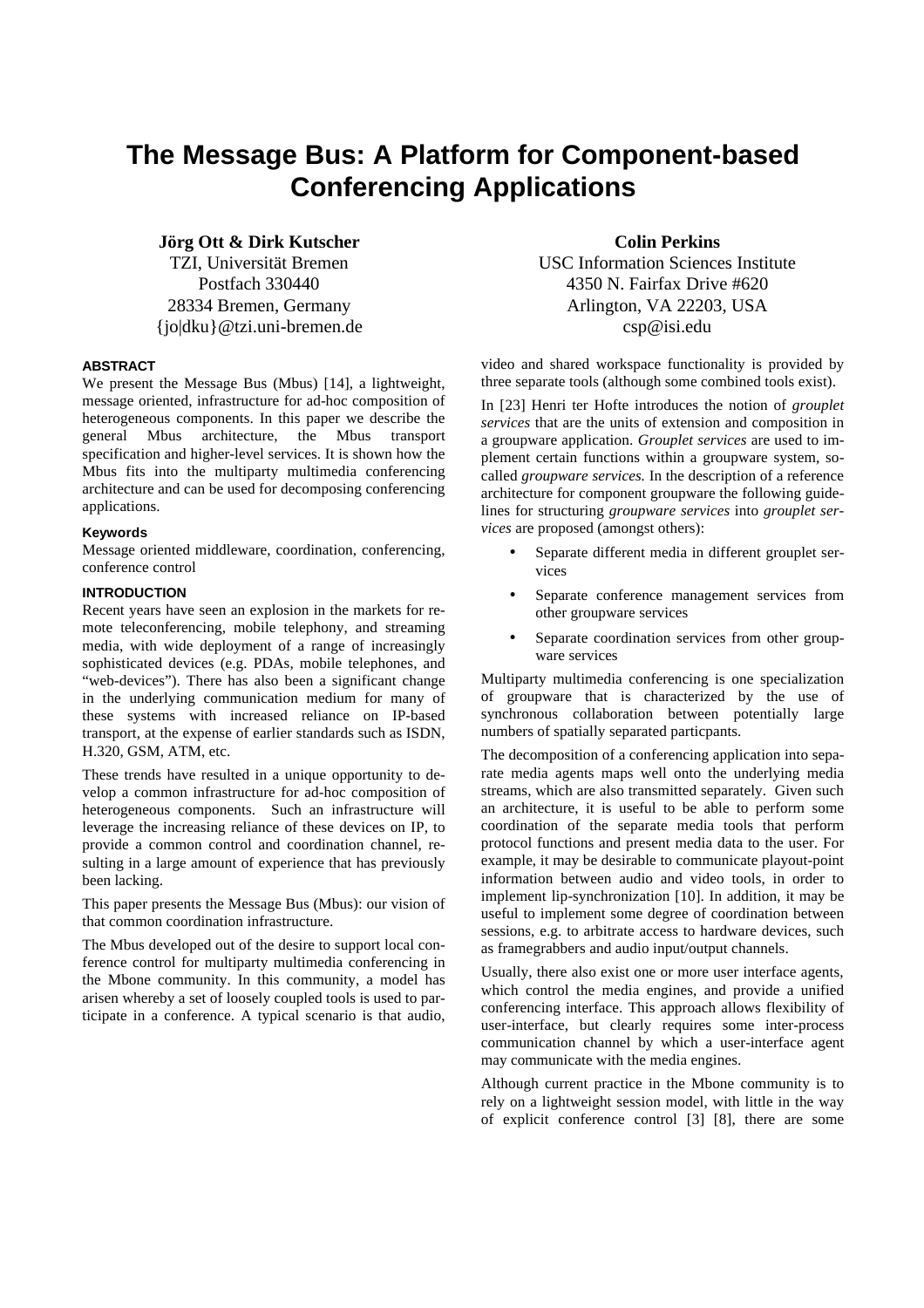# The Message Bus: A Platform for Component-based Conferencing Applications

**Jörg Ott & Dirk Kutscher**
TZI, Universität Bremen
Postfach 330440
28334 Bremen, Germany
{jo|dku}@tzi.uni-bremen.de

**Colin Perkins**
USC Information Sciences Institute
4350 N. Fairfax Drive #620
Arlington, VA 22203, USA
csp@isi.edu

## ABSTRACT

We present the Message Bus (Mbus) [14], a lightweight, message oriented, infrastructure for ad-hoc composition of heterogeneous components. In this paper we describe the general Mbus architecture, the Mbus transport specification and higher-level services. It is shown how the Mbus fits into the multiparty multimedia conferencing architecture and can be used for decomposing conferencing applications.

### Keywords

Message oriented middleware, coordination, conferencing, conference control

## INTRODUCTION

Recent years have seen an explosion in the markets for remote teleconferencing, mobile telephony, and streaming media, with wide deployment of a range of increasingly sophisticated devices (e.g. PDAs, mobile telephones, and "web-devices"). There has also been a significant change in the underlying communication medium for many of these systems with increased reliance on IP-based transport, at the expense of earlier standards such as ISDN, H.320, GSM, ATM, etc.

These trends have resulted in a unique opportunity to develop a common infrastructure for ad-hoc composition of heterogeneous components. Such an infrastructure will leverage the increasing reliance of these devices on IP, to provide a common control and coordination channel, resulting in a large amount of experience that has previously been lacking.

This paper presents the Message Bus (Mbus): our vision of that common coordination infrastructure.

The Mbus developed out of the desire to support local conference control for multiparty multimedia conferencing in the Mbone community. In this community, a model has arisen whereby a set of loosely coupled tools is used to participate in a conference. A typical scenario is that audio, video and shared workspace functionality is provided by three separate tools (although some combined tools exist).

In [23] Henri ter Hofte introduces the notion of *grouplet services* that are the units of extension and composition in a groupware application. *Grouplet services* are used to implement certain functions within a groupware system, so-called *groupware services.* In the description of a reference architecture for component groupware the following guidelines for structuring *groupware services* into *grouplet services* are proposed (amongst others):

- Separate different media in different grouplet services
- Separate conference management services from other groupware services
- Separate coordination services from other groupware services

Multiparty multimedia conferencing is one specialization of groupware that is characterized by the use of synchronous collaboration between potentially large numbers of spatially separated particpants.

The decomposition of a conferencing application into separate media agents maps well onto the underlying media streams, which are also transmitted separately. Given such an architecture, it is useful to be able to perform some coordination of the separate media tools that perform protocol functions and present media data to the user. For example, it may be desirable to communicate playout-point information between audio and video tools, in order to implement lip-synchronization [10]. In addition, it may be useful to implement some degree of coordination between sessions, e.g. to arbitrate access to hardware devices, such as framegrabbers and audio input/output channels.

Usually, there also exist one or more user interface agents, which control the media engines, and provide a unified conferencing interface. This approach allows flexibility of user-interface, but clearly requires some inter-process communication channel by which a user-interface agent may communicate with the media engines.

Although current practice in the Mbone community is to rely on a lightweight session model, with little in the way of explicit conference control [3] [8], there are some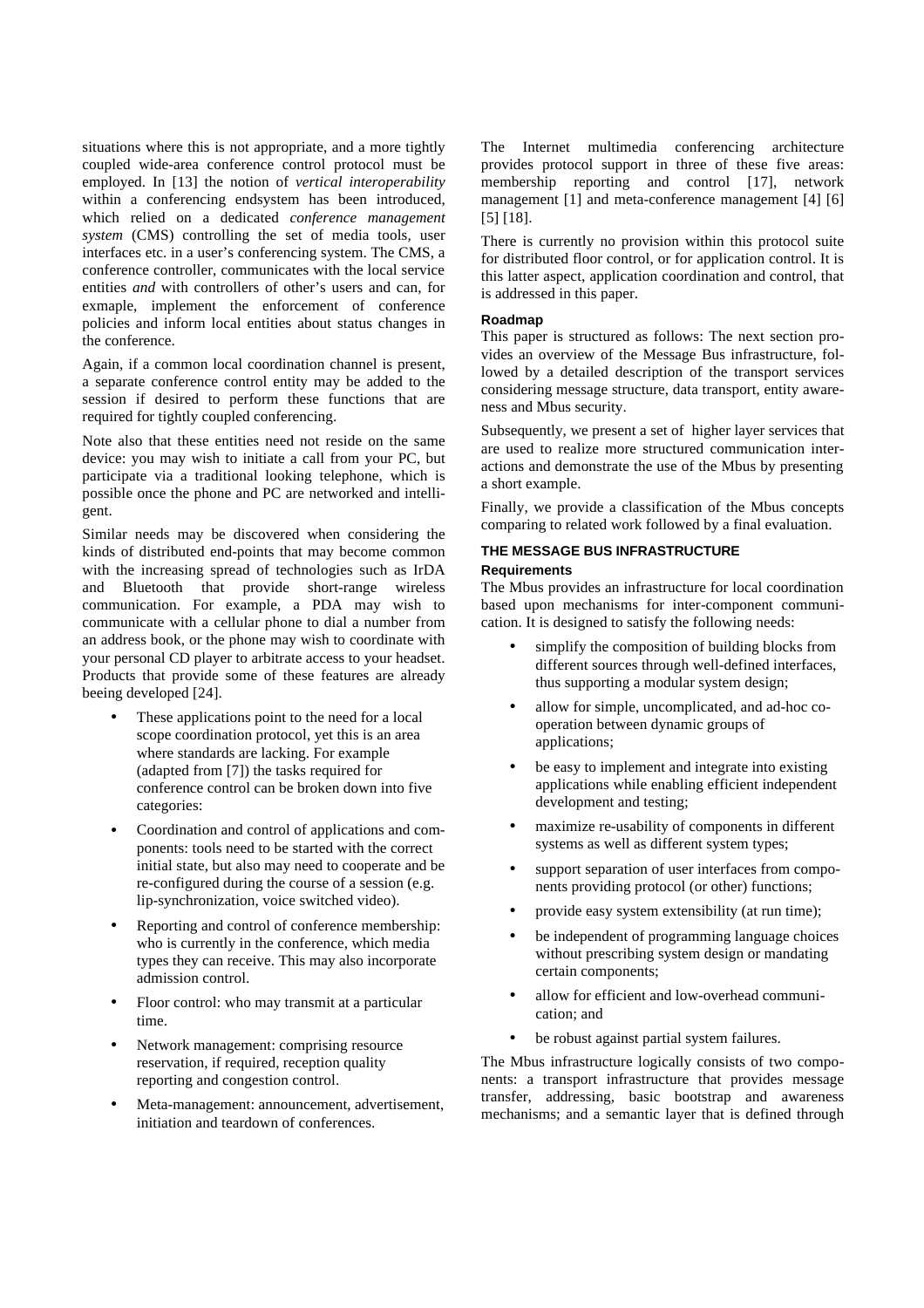situations where this is not appropriate, and a more tightly coupled wide-area conference control protocol must be employed. In [13] the notion of *vertical interoperability* within a conferencing endsystem has been introduced, which relied on a dedicated *conference management system* (CMS) controlling the set of media tools, user interfaces etc. in a user's conferencing system. The CMS, a conference controller, communicates with the local service entities *and* with controllers of other's users and can, for exmaple, implement the enforcement of conference policies and inform local entities about status changes in the conference.

Again, if a common local coordination channel is present, a separate conference control entity may be added to the session if desired to perform these functions that are required for tightly coupled conferencing.

Note also that these entities need not reside on the same device: you may wish to initiate a call from your PC, but participate via a traditional looking telephone, which is possible once the phone and PC are networked and intelligent.

Similar needs may be discovered when considering the kinds of distributed end-points that may become common with the increasing spread of technologies such as IrDA and Bluetooth that provide short-range wireless communication. For example, a PDA may wish to communicate with a cellular phone to dial a number from an address book, or the phone may wish to coordinate with your personal CD player to arbitrate access to your headset. Products that provide some of these features are already beeing developed [24].

- These applications point to the need for a local scope coordination protocol, yet this is an area where standards are lacking. For example (adapted from [7]) the tasks required for conference control can be broken down into five categories:
- Coordination and control of applications and components: tools need to be started with the correct initial state, but also may need to cooperate and be re-configured during the course of a session (e.g. lip-synchronization, voice switched video).
- Reporting and control of conference membership: who is currently in the conference, which media types they can receive. This may also incorporate admission control.
- Floor control: who may transmit at a particular time.
- Network management: comprising resource reservation, if required, reception quality reporting and congestion control.
- Meta-management: announcement, advertisement, initiation and teardown of conferences.

The Internet multimedia conferencing architecture provides protocol support in three of these five areas: membership reporting and control [17], network management [1] and meta-conference management [4] [6] [5] [18].

There is currently no provision within this protocol suite for distributed floor control, or for application control. It is this latter aspect, application coordination and control, that is addressed in this paper.

### Roadmap

This paper is structured as follows: The next section provides an overview of the Message Bus infrastructure, followed by a detailed description of the transport services considering message structure, data transport, entity awareness and Mbus security.

Subsequently, we present a set of higher layer services that are used to realize more structured communication interactions and demonstrate the use of the Mbus by presenting a short example.

Finally, we provide a classification of the Mbus concepts comparing to related work followed by a final evaluation.

## THE MESSAGE BUS INFRASTRUCTURE

### Requirements

The Mbus provides an infrastructure for local coordination based upon mechanisms for inter-component communication. It is designed to satisfy the following needs:

- simplify the composition of building blocks from different sources through well-defined interfaces, thus supporting a modular system design;
- allow for simple, uncomplicated, and ad-hoc cooperation between dynamic groups of applications;
- be easy to implement and integrate into existing applications while enabling efficient independent development and testing;
- maximize re-usability of components in different systems as well as different system types;
- support separation of user interfaces from components providing protocol (or other) functions;
- provide easy system extensibility (at run time);
- be independent of programming language choices without prescribing system design or mandating certain components;
- allow for efficient and low-overhead communication; and
- be robust against partial system failures.

The Mbus infrastructure logically consists of two components: a transport infrastructure that provides message transfer, addressing, basic bootstrap and awareness mechanisms; and a semantic layer that is defined through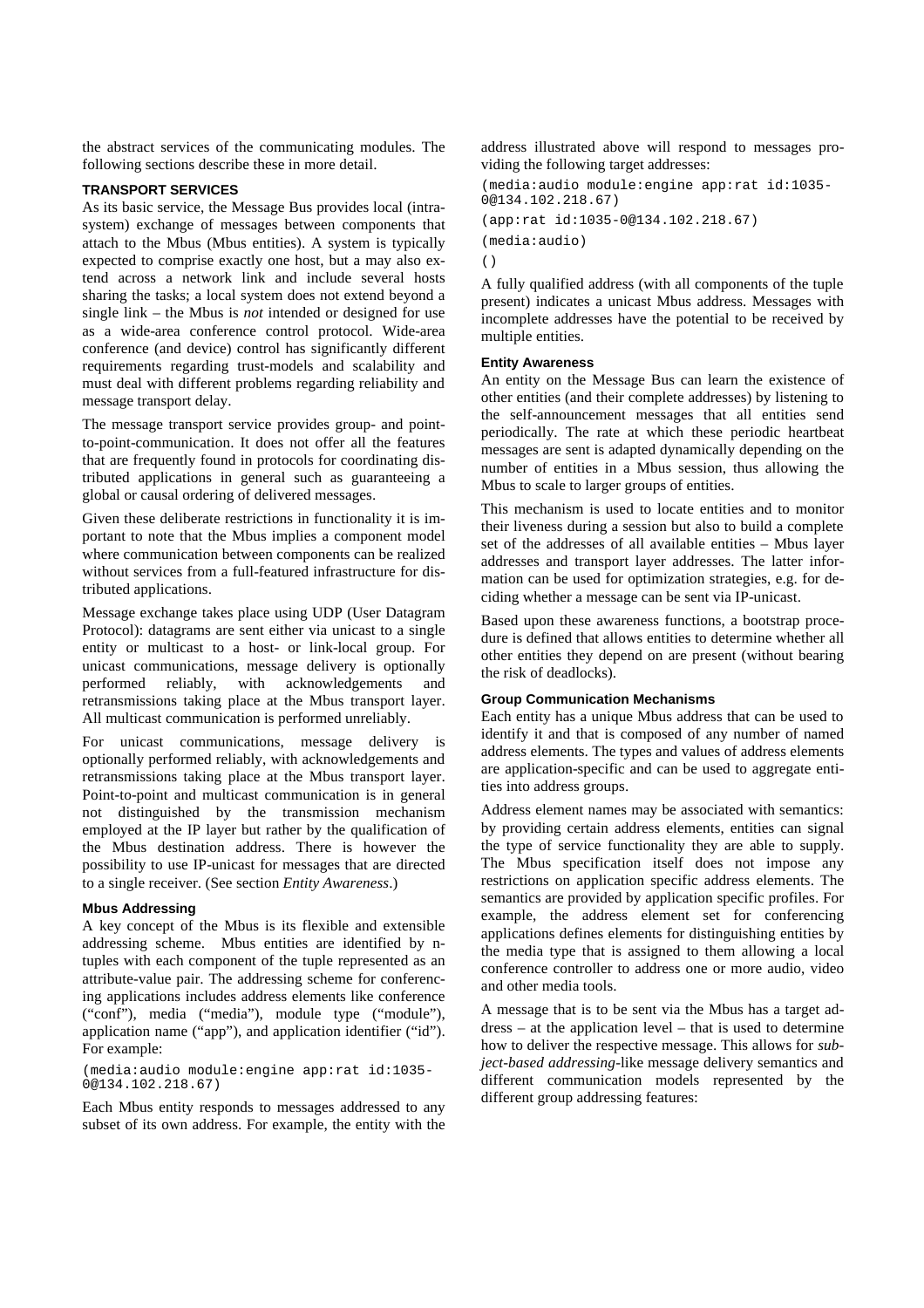the abstract services of the communicating modules. The following sections describe these in more detail.

### TRANSPORT SERVICES

As its basic service, the Message Bus provides local (intra-system) exchange of messages between components that attach to the Mbus (Mbus entities). A system is typically expected to comprise exactly one host, but a may also extend across a network link and include several hosts sharing the tasks; a local system does not extend beyond a single link – the Mbus is *not* intended or designed for use as a wide-area conference control protocol. Wide-area conference (and device) control has significantly different requirements regarding trust-models and scalability and must deal with different problems regarding reliability and message transport delay.

The message transport service provides group- and point-to-point-communication. It does not offer all the features that are frequently found in protocols for coordinating distributed applications in general such as guaranteeing a global or causal ordering of delivered messages.

Given these deliberate restrictions in functionality it is important to note that the Mbus implies a component model where communication between components can be realized without services from a full-featured infrastructure for distributed applications.

Message exchange takes place using UDP (User Datagram Protocol): datagrams are sent either via unicast to a single entity or multicast to a host- or link-local group. For unicast communications, message delivery is optionally performed reliably, with acknowledgements and retransmissions taking place at the Mbus transport layer. All multicast communication is performed unreliably.

For unicast communications, message delivery is optionally performed reliably, with acknowledgements and retransmissions taking place at the Mbus transport layer. Point-to-point and multicast communication is in general not distinguished by the transmission mechanism employed at the IP layer but rather by the qualification of the Mbus destination address. There is however the possibility to use IP-unicast for messages that are directed to a single receiver. (See section *Entity Awareness*.)

#### Mbus Addressing

A key concept of the Mbus is its flexible and extensible addressing scheme. Mbus entities are identified by n-tuples with each component of the tuple represented as an attribute-value pair. The addressing scheme for conferencing applications includes address elements like conference ("conf"), media ("media"), module type ("module"), application name ("app"), and application identifier ("id"). For example:

```
(media:audio module:engine app:rat id:1035-0@134.102.218.67)
```

Each Mbus entity responds to messages addressed to any subset of its own address. For example, the entity with the address illustrated above will respond to messages providing the following target addresses:

```
(media:audio module:engine app:rat id:1035-0@134.102.218.67)
(app:rat id:1035-0@134.102.218.67)
(media:audio)
()
```

A fully qualified address (with all components of the tuple present) indicates a unicast Mbus address. Messages with incomplete addresses have the potential to be received by multiple entities.

#### Entity Awareness

An entity on the Message Bus can learn the existence of other entities (and their complete addresses) by listening to the self-announcement messages that all entities send periodically. The rate at which these periodic heartbeat messages are sent is adapted dynamically depending on the number of entities in a Mbus session, thus allowing the Mbus to scale to larger groups of entities.

This mechanism is used to locate entities and to monitor their liveness during a session but also to build a complete set of the addresses of all available entities – Mbus layer addresses and transport layer addresses. The latter information can be used for optimization strategies, e.g. for deciding whether a message can be sent via IP-unicast.

Based upon these awareness functions, a bootstrap procedure is defined that allows entities to determine whether all other entities they depend on are present (without bearing the risk of deadlocks).

#### Group Communication Mechanisms

Each entity has a unique Mbus address that can be used to identify it and that is composed of any number of named address elements. The types and values of address elements are application-specific and can be used to aggregate entities into address groups.

Address element names may be associated with semantics: by providing certain address elements, entities can signal the type of service functionality they are able to supply. The Mbus specification itself does not impose any restrictions on application specific address elements. The semantics are provided by application specific profiles. For example, the address element set for conferencing applications defines elements for distinguishing entities by the media type that is assigned to them allowing a local conference controller to address one or more audio, video and other media tools.

A message that is to be sent via the Mbus has a target address – at the application level – that is used to determine how to deliver the respective message. This allows for *subject-based addressing*-like message delivery semantics and different communication models represented by the different group addressing features: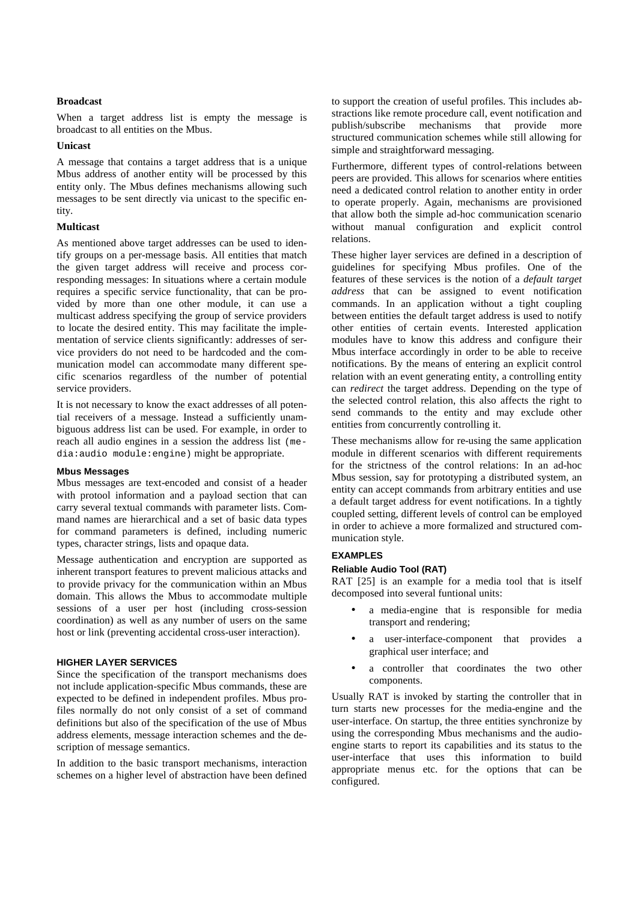### Broadcast

When a target address list is empty the message is broadcast to all entities on the Mbus.

### Unicast

A message that contains a target address that is a unique Mbus address of another entity will be processed by this entity only. The Mbus defines mechanisms allowing such messages to be sent directly via unicast to the specific entity.

### Multicast

As mentioned above target addresses can be used to identify groups on a per-message basis. All entities that match the given target address will receive and process corresponding messages: In situations where a certain module requires a specific service functionality, that can be provided by more than one other module, it can use a multicast address specifying the group of service providers to locate the desired entity. This may facilitate the implementation of service clients significantly: addresses of service providers do not need to be hardcoded and the communication model can accommodate many different specific scenarios regardless of the number of potential service providers.

It is not necessary to know the exact addresses of all potential receivers of a message. Instead a sufficiently unambiguous address list can be used. For example, in order to reach all audio engines in a session the address list `(media:audio module:engine)` might be appropriate.

### Mbus Messages

Mbus messages are text-encoded and consist of a header with protool information and a payload section that can carry several textual commands with parameter lists. Command names are hierarchical and a set of basic data types for command parameters is defined, including numeric types, character strings, lists and opaque data.

Message authentication and encryption are supported as inherent transport features to prevent malicious attacks and to provide privacy for the communication within an Mbus domain. This allows the Mbus to accommodate multiple sessions of a user per host (including cross-session coordination) as well as any number of users on the same host or link (preventing accidental cross-user interaction).

## HIGHER LAYER SERVICES

Since the specification of the transport mechanisms does not include application-specific Mbus commands, these are expected to be defined in independent profiles. Mbus profiles normally do not only consist of a set of command definitions but also of the specification of the use of Mbus address elements, message interaction schemes and the description of message semantics.

In addition to the basic transport mechanisms, interaction schemes on a higher level of abstraction have been defined to support the creation of useful profiles. This includes abstractions like remote procedure call, event notification and publish/subscribe mechanisms that provide more structured communication schemes while still allowing for simple and straightforward messaging.

Furthermore, different types of control-relations between peers are provided. This allows for scenarios where entities need a dedicated control relation to another entity in order to operate properly. Again, mechanisms are provisioned that allow both the simple ad-hoc communication scenario without manual configuration and explicit control relations.

These higher layer services are defined in a description of guidelines for specifying Mbus profiles. One of the features of these services is the notion of a *default target address* that can be assigned to event notification commands. In an application without a tight coupling between entities the default target address is used to notify other entities of certain events. Interested application modules have to know this address and configure their Mbus interface accordingly in order to be able to receive notifications. By the means of entering an explicit control relation with an event generating entity, a controlling entity can *redirect* the target address. Depending on the type of the selected control relation, this also affects the right to send commands to the entity and may exclude other entities from concurrently controlling it.

These mechanisms allow for re-using the same application module in different scenarios with different requirements for the strictness of the control relations: In an ad-hoc Mbus session, say for prototyping a distributed system, an entity can accept commands from arbitrary entities and use a default target address for event notifications. In a tightly coupled setting, different levels of control can be employed in order to achieve a more formalized and structured communication style.

## EXAMPLES

### Reliable Audio Tool (RAT)

RAT [25] is an example for a media tool that is itself decomposed into several funtional units:

- a media-engine that is responsible for media transport and rendering;
- a user-interface-component that provides a graphical user interface; and
- a controller that coordinates the two other components.

Usually RAT is invoked by starting the controller that in turn starts new processes for the media-engine and the user-interface. On startup, the three entities synchronize by using the corresponding Mbus mechanisms and the audio-engine starts to report its capabilities and its status to the user-interface that uses this information to build appropriate menus etc. for the options that can be configured.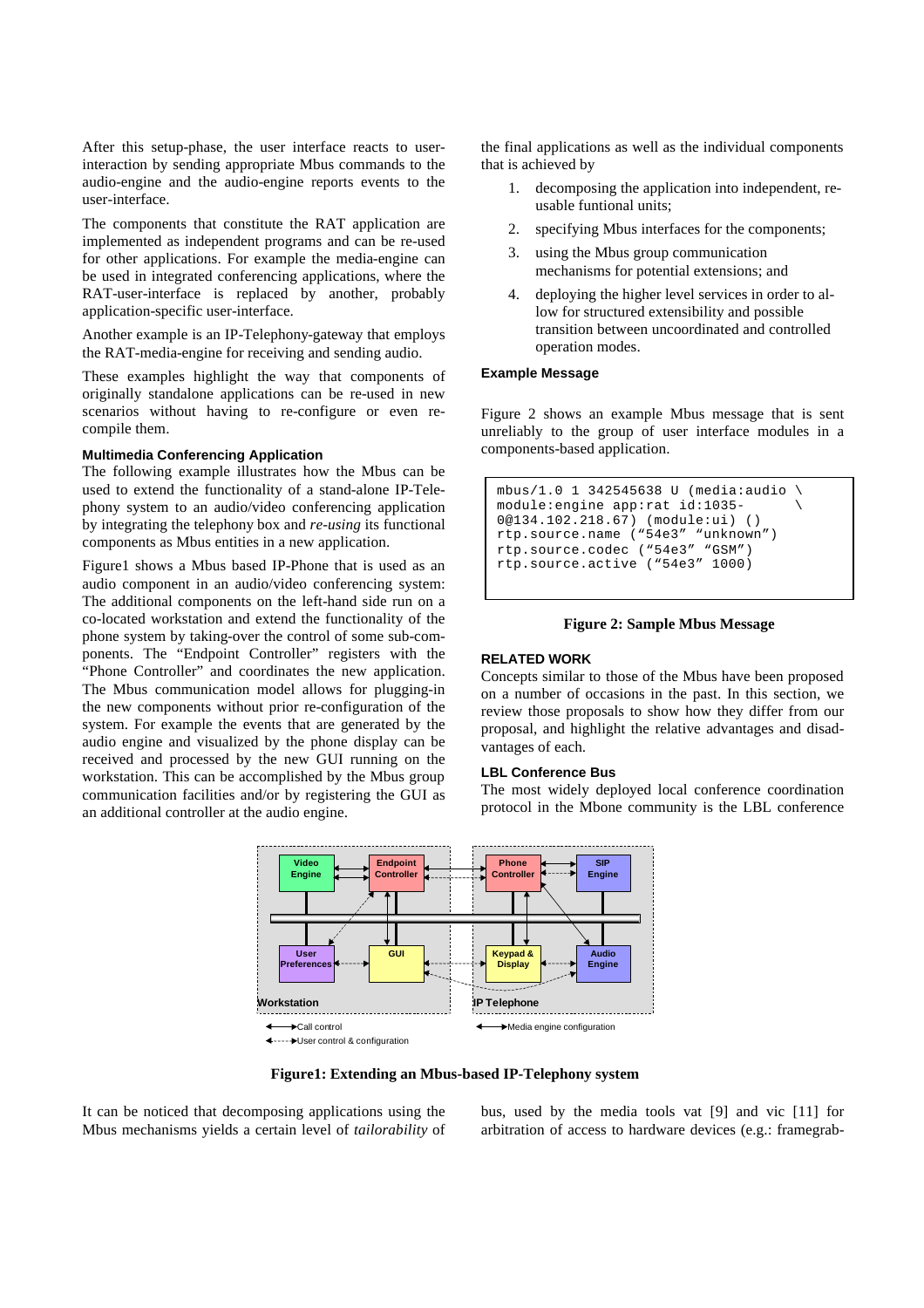After this setup-phase, the user interface reacts to user-interaction by sending appropriate Mbus commands to the audio-engine and the audio-engine reports events to the user-interface.

The components that constitute the RAT application are implemented as independent programs and can be re-used for other applications. For example the media-engine can be used in integrated conferencing applications, where the RAT-user-interface is replaced by another, probably application-specific user-interface.

Another example is an IP-Telephony-gateway that employs the RAT-media-engine for receiving and sending audio.

These examples highlight the way that components of originally standalone applications can be re-used in new scenarios without having to re-configure or even re-compile them.

#### Multimedia Conferencing Application

The following example illustrates how the Mbus can be used to extend the functionality of a stand-alone IP-Telephony system to an audio/video conferencing application by integrating the telephony box and *re-using* its functional components as Mbus entities in a new application.

Figure1 shows a Mbus based IP-Phone that is used as an audio component in an audio/video conferencing system: The additional components on the left-hand side run on a co-located workstation and extend the functionality of the phone system by taking-over the control of some sub-components. The “Endpoint Controller” registers with the “Phone Controller” and coordinates the new application. The Mbus communication model allows for plugging-in the new components without prior re-configuration of the system. For example the events that are generated by the audio engine and visualized by the phone display can be received and processed by the new GUI running on the workstation. This can be accomplished by the Mbus group communication facilities and/or by registering the GUI as an additional controller at the audio engine.

Figure1: Extending an Mbus-based IP-Telephony system

It can be noticed that decomposing applications using the Mbus mechanisms yields a certain level of *tailorability* of the final applications as well as the individual components that is achieved by

1. decomposing the application into independent, re-usable funtional units;
2. specifying Mbus interfaces for the components;
3. using the Mbus group communication mechanisms for potential extensions; and
4. deploying the higher level services in order to allow for structured extensibility and possible transition between uncoordinated and controlled operation modes.

#### Example Message

Figure 2 shows an example Mbus message that is sent unreliably to the group of user interface modules in a components-based application.

```
mbus/1.0 1 342545638 U (media:audio \
module:engine app:rat id:1035-      \
0@134.102.218.67) (module:ui) ()
rtp.source.name (“54e3” “unknown”)
rtp.source.codec (“54e3” “GSM”)
rtp.source.active (“54e3” 1000)
```

**Figure 2: Sample Mbus Message**

### RELATED WORK

Concepts similar to those of the Mbus have been proposed on a number of occasions in the past. In this section, we review those proposals to show how they differ from our proposal, and highlight the relative advantages and disadvantages of each.

#### LBL Conference Bus

The most widely deployed local conference coordination protocol in the Mbone community is the LBL conference bus, used by the media tools vat [9] and vic [11] for arbitration of access to hardware devices (e.g.: framegrab-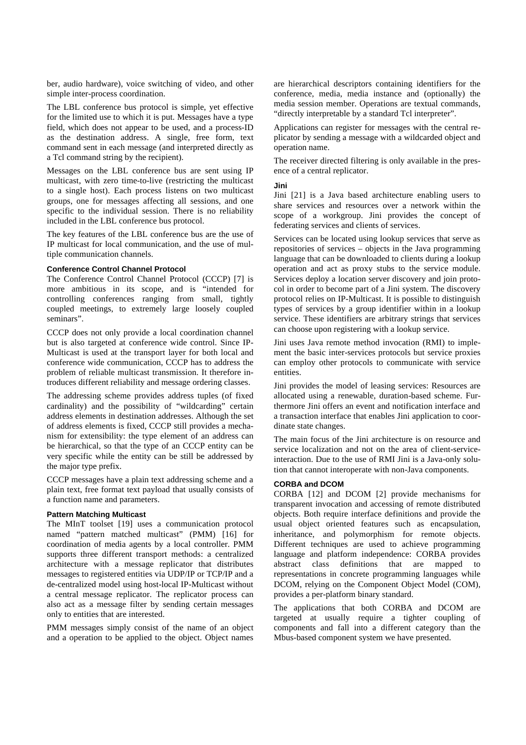ber, audio hardware), voice switching of video, and other simple inter-process coordination.

The LBL conference bus protocol is simple, yet effective for the limited use to which it is put. Messages have a type field, which does not appear to be used, and a process-ID as the destination address. A single, free form, text command sent in each message (and interpreted directly as a Tcl command string by the recipient).

Messages on the LBL conference bus are sent using IP multicast, with zero time-to-live (restricting the multicast to a single host). Each process listens on two multicast groups, one for messages affecting all sessions, and one specific to the individual session. There is no reliability included in the LBL conference bus protocol.

The key features of the LBL conference bus are the use of IP multicast for local communication, and the use of multiple communication channels.

### Conference Control Channel Protocol

The Conference Control Channel Protocol (CCCP) [7] is more ambitious in its scope, and is "intended for controlling conferences ranging from small, tightly coupled meetings, to extremely large loosely coupled seminars".

CCCP does not only provide a local coordination channel but is also targeted at conference wide control. Since IP-Multicast is used at the transport layer for both local and conference wide communication, CCCP has to address the problem of reliable multicast transmission. It therefore introduces different reliability and message ordering classes.

The addressing scheme provides address tuples (of fixed cardinality) and the possibility of "wildcarding" certain address elements in destination addresses. Although the set of address elements is fixed, CCCP still provides a mechanism for extensibility: the type element of an address can be hierarchical, so that the type of an CCCP entity can be very specific while the entity can be still be addressed by the major type prefix.

CCCP messages have a plain text addressing scheme and a plain text, free format text payload that usually consists of a function name and parameters.

### Pattern Matching Multicast

The MInT toolset [19] uses a communication protocol named "pattern matched multicast" (PMM) [16] for coordination of media agents by a local controller. PMM supports three different transport methods: a centralized architecture with a message replicator that distributes messages to registered entities via UDP/IP or TCP/IP and a de-centralized model using host-local IP-Multicast without a central message replicator. The replicator process can also act as a message filter by sending certain messages only to entities that are interested.

PMM messages simply consist of the name of an object and a operation to be applied to the object. Object names are hierarchical descriptors containing identifiers for the conference, media, media instance and (optionally) the media session member. Operations are textual commands, "directly interpretable by a standard Tcl interpreter".

Applications can register for messages with the central replicator by sending a message with a wildcarded object and operation name.

The receiver directed filtering is only available in the presence of a central replicator.

### Jini

Jini [21] is a Java based architecture enabling users to share services and resources over a network within the scope of a workgroup. Jini provides the concept of federating services and clients of services.

Services can be located using lookup services that serve as repositories of services – objects in the Java programming language that can be downloaded to clients during a lookup operation and act as proxy stubs to the service module. Services deploy a location server discovery and join protocol in order to become part of a Jini system. The discovery protocol relies on IP-Multicast. It is possible to distinguish types of services by a group identifier within in a lookup service. These identifiers are arbitrary strings that services can choose upon registering with a lookup service.

Jini uses Java remote method invocation (RMI) to implement the basic inter-services protocols but service proxies can employ other protocols to communicate with service entities.

Jini provides the model of leasing services: Resources are allocated using a renewable, duration-based scheme. Furthermore Jini offers an event and notification interface and a transaction interface that enables Jini application to coordinate state changes.

The main focus of the Jini architecture is on resource and service localization and not on the area of client-service-interaction. Due to the use of RMI Jini is a Java-only solution that cannot interoperate with non-Java components.

### CORBA and DCOM

CORBA [12] and DCOM [2] provide mechanisms for transparent invocation and accessing of remote distributed objects. Both require interface definitions and provide the usual object oriented features such as encapsulation, inheritance, and polymorphism for remote objects. Different techniques are used to achieve programming language and platform independence: CORBA provides abstract class definitions that are mapped to representations in concrete programming languages while DCOM, relying on the Component Object Model (COM), provides a per-platform binary standard.

The applications that both CORBA and DCOM are targeted at usually require a tighter coupling of components and fall into a different category than the Mbus-based component system we have presented.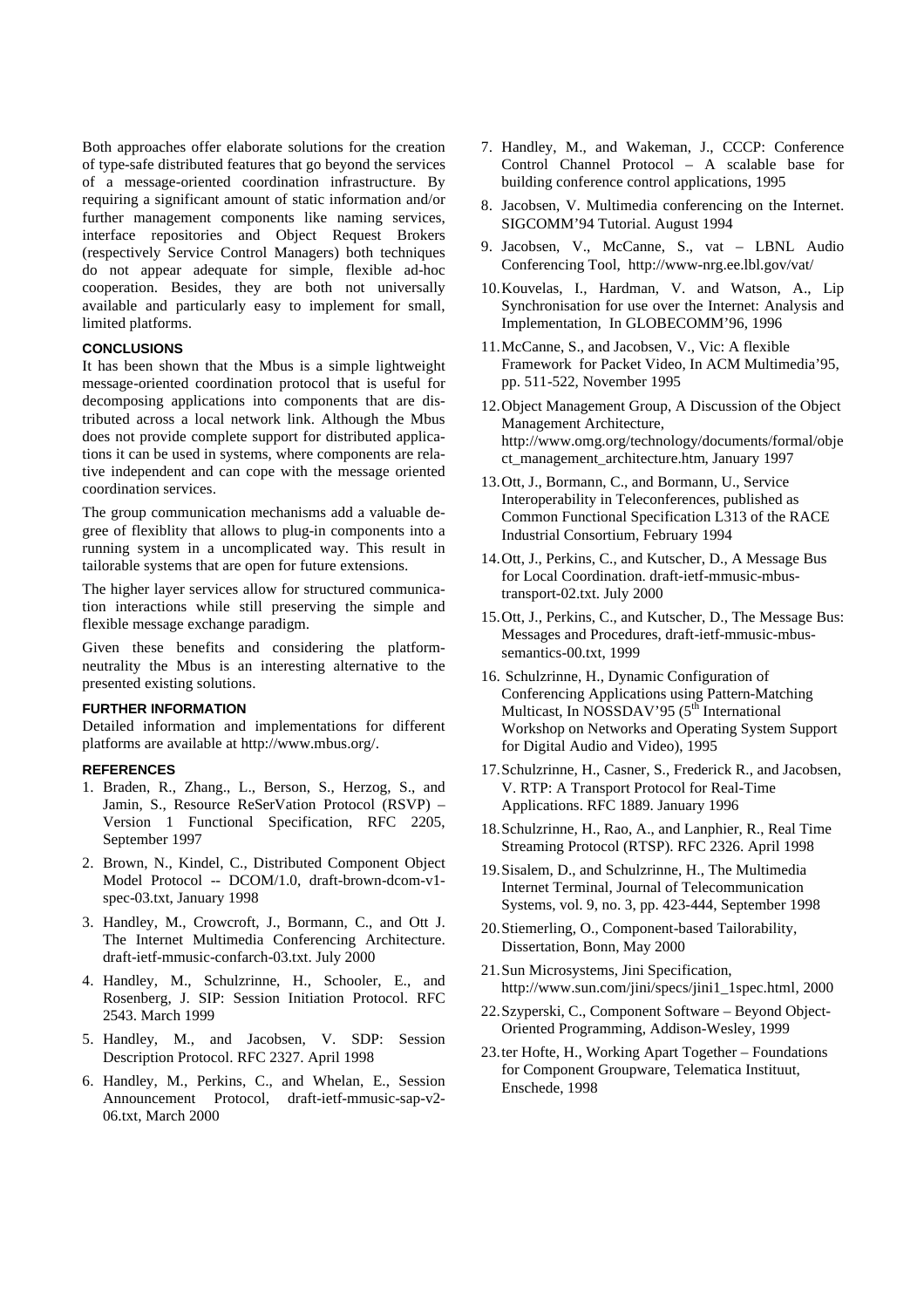Both approaches offer elaborate solutions for the creation of type-safe distributed features that go beyond the services of a message-oriented coordination infrastructure. By requiring a significant amount of static information and/or further management components like naming services, interface repositories and Object Request Brokers (respectively Service Control Managers) both techniques do not appear adequate for simple, flexible ad-hoc cooperation. Besides, they are both not universally available and particularly easy to implement for small, limited platforms.

### CONCLUSIONS

It has been shown that the Mbus is a simple lightweight message-oriented coordination protocol that is useful for decomposing applications into components that are distributed across a local network link. Although the Mbus does not provide complete support for distributed applications it can be used in systems, where components are relative independent and can cope with the message oriented coordination services.

The group communication mechanisms add a valuable degree of flexiblity that allows to plug-in components into a running system in a uncomplicated way. This result in tailorable systems that are open for future extensions.

The higher layer services allow for structured communication interactions while still preserving the simple and flexible message exchange paradigm.

Given these benefits and considering the platform-neutrality the Mbus is an interesting alternative to the presented existing solutions.

### FURTHER INFORMATION

Detailed information and implementations for different platforms are available at http://www.mbus.org/.

### REFERENCES

1. Braden, R., Zhang., L., Berson, S., Herzog, S., and Jamin, S., Resource ReSerVation Protocol (RSVP) – Version 1 Functional Specification, RFC 2205, September 1997
2. Brown, N., Kindel, C., Distributed Component Object Model Protocol -- DCOM/1.0, draft-brown-dcom-v1-spec-03.txt, January 1998
3. Handley, M., Crowcroft, J., Bormann, C., and Ott J. The Internet Multimedia Conferencing Architecture. draft-ietf-mmusic-confarch-03.txt. July 2000
4. Handley, M., Schulzrinne, H., Schooler, E., and Rosenberg, J. SIP: Session Initiation Protocol. RFC 2543. March 1999
5. Handley, M., and Jacobsen, V. SDP: Session Description Protocol. RFC 2327. April 1998
6. Handley, M., Perkins, C., and Whelan, E., Session Announcement Protocol, draft-ietf-mmusic-sap-v2-06.txt, March 2000
7. Handley, M., and Wakeman, J., CCCP: Conference Control Channel Protocol – A scalable base for building conference control applications, 1995
8. Jacobsen, V. Multimedia conferencing on the Internet. SIGCOMM'94 Tutorial. August 1994
9. Jacobsen, V., McCanne, S., vat – LBNL Audio Conferencing Tool, http://www-nrg.ee.lbl.gov/vat/
10. Kouvelas, I., Hardman, V. and Watson, A., Lip Synchronisation for use over the Internet: Analysis and Implementation, In GLOBECOMM'96, 1996
11. McCanne, S., and Jacobsen, V., Vic: A flexible Framework for Packet Video, In ACM Multimedia'95, pp. 511-522, November 1995
12. Object Management Group, A Discussion of the Object Management Architecture, http://www.omg.org/technology/documents/formal/object_management_architecture.htm, January 1997
13. Ott, J., Bormann, C., and Bormann, U., Service Interoperability in Teleconferences, published as Common Functional Specification L313 of the RACE Industrial Consortium, February 1994
14. Ott, J., Perkins, C., and Kutscher, D., A Message Bus for Local Coordination. draft-ietf-mmusic-mbus-transport-02.txt. July 2000
15. Ott, J., Perkins, C., and Kutscher, D., The Message Bus: Messages and Procedures, draft-ietf-mmusic-mbus-semantics-00.txt, 1999
16. Schulzrinne, H., Dynamic Configuration of Conferencing Applications using Pattern-Matching Multicast, In NOSSDAV'95 (5th International Workshop on Networks and Operating System Support for Digital Audio and Video), 1995
17. Schulzrinne, H., Casner, S., Frederick R., and Jacobsen, V. RTP: A Transport Protocol for Real-Time Applications. RFC 1889. January 1996
18. Schulzrinne, H., Rao, A., and Lanphier, R., Real Time Streaming Protocol (RTSP). RFC 2326. April 1998
19. Sisalem, D., and Schulzrinne, H., The Multimedia Internet Terminal, Journal of Telecommunication Systems, vol. 9, no. 3, pp. 423-444, September 1998
20. Stiemerling, O., Component-based Tailorability, Dissertation, Bonn, May 2000
21. Sun Microsystems, Jini Specification, http://www.sun.com/jini/specs/jini1_1spec.html, 2000
22. Szyperski, C., Component Software – Beyond Object-Oriented Programming, Addison-Wesley, 1999
23. ter Hofte, H., Working Apart Together – Foundations for Component Groupware, Telematica Instituut, Enschede, 1998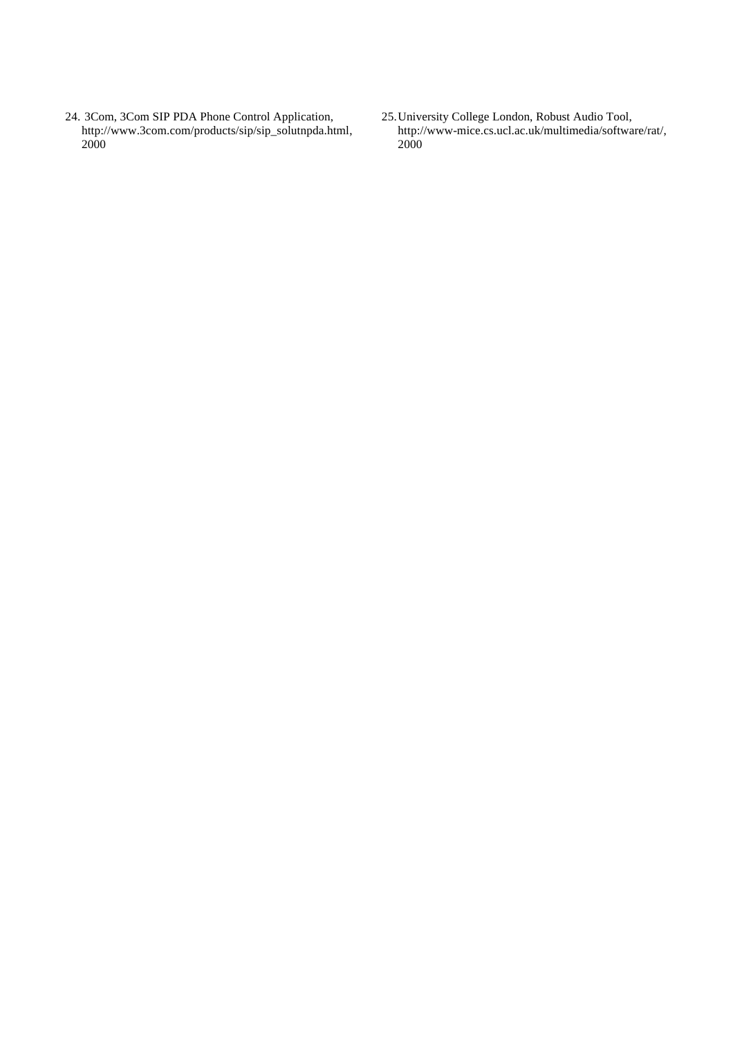24. 3Com, 3Com SIP PDA Phone Control Application, http://www.3com.com/products/sip/sip_solutnpda.html, 2000

25. University College London, Robust Audio Tool, http://www-mice.cs.ucl.ac.uk/multimedia/software/rat/, 2000